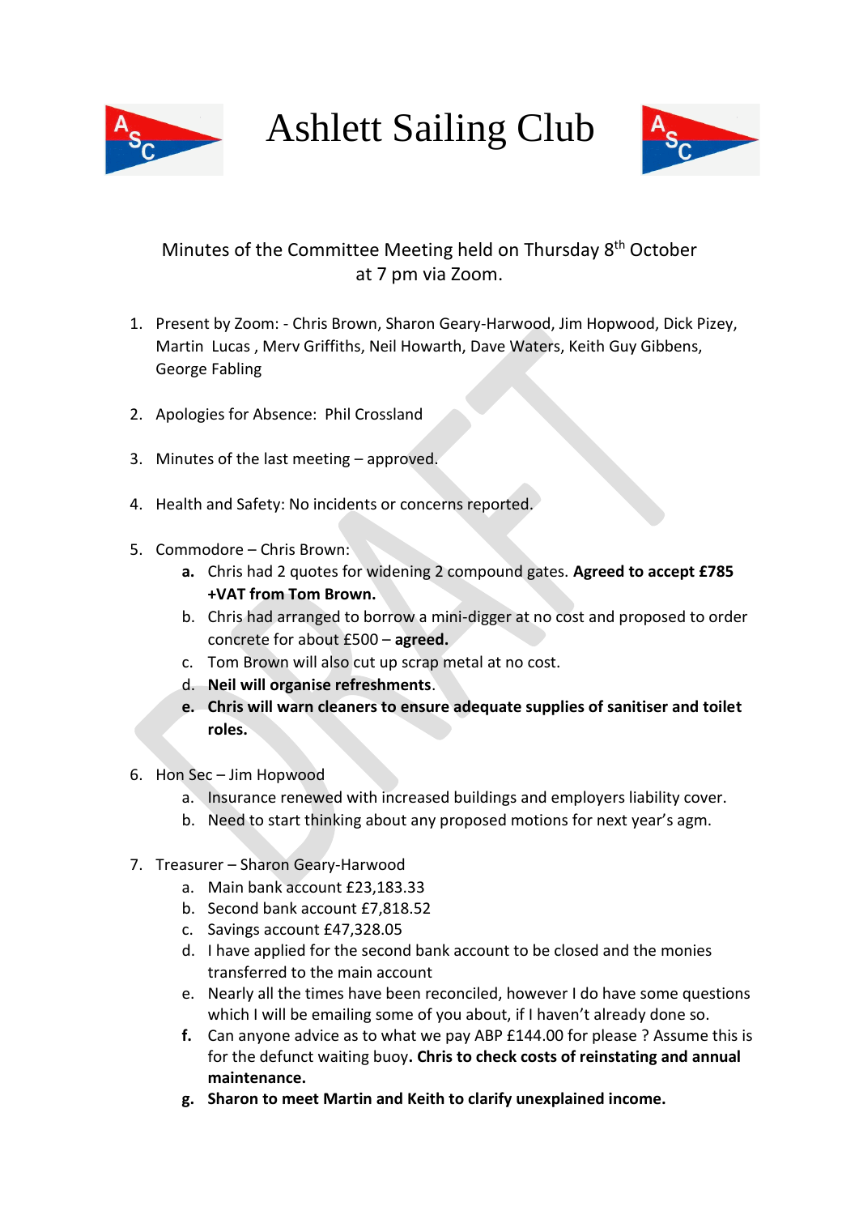# Ashlett Sailing Club

Minutes of the Committee Meeting held on Thursday 8th October at 7 pm via Zoom.

1. Present by Zoom: - Chris Brown, Sharon Geary-Harwood, Jim Hopwood, Dick Pizey, Martin Lucas , Merv Griffiths, Neil Howarth, Dave Waters, Keith Guy Gibbens, George Fabling

2. Apologies for Absence: Phil Crossland

3. Minutes of the last meeting – approved.

4. Health and Safety: No incidents or concerns reported.

5. Commodore – Chris Brown:
   - a. Chris had 2 quotes for widening 2 compound gates. **Agreed to accept £785 +VAT from Tom Brown.**
   - b. Chris had arranged to borrow a mini-digger at no cost and proposed to order concrete for about £500 – **agreed.**
   - c. Tom Brown will also cut up scrap metal at no cost.
   - d. **Neil will organise refreshments**.
   - e. **Chris will warn cleaners to ensure adequate supplies of sanitiser and toilet roles.**

6. Hon Sec – Jim Hopwood
   - a. Insurance renewed with increased buildings and employers liability cover.
   - b. Need to start thinking about any proposed motions for next year's agm.

7. Treasurer – Sharon Geary-Harwood
   - a. Main bank account £23,183.33
   - b. Second bank account £7,818.52
   - c. Savings account £47,328.05
   - d. I have applied for the second bank account to be closed and the monies transferred to the main account
   - e. Nearly all the times have been reconciled, however I do have some questions which I will be emailing some of you about, if I haven't already done so.
   - f. Can anyone advice as to what we pay ABP £144.00 for please ? Assume this is for the defunct waiting buoy**. Chris to check costs of reinstating and annual maintenance.**
   - g. **Sharon to meet Martin and Keith to clarify unexplained income.**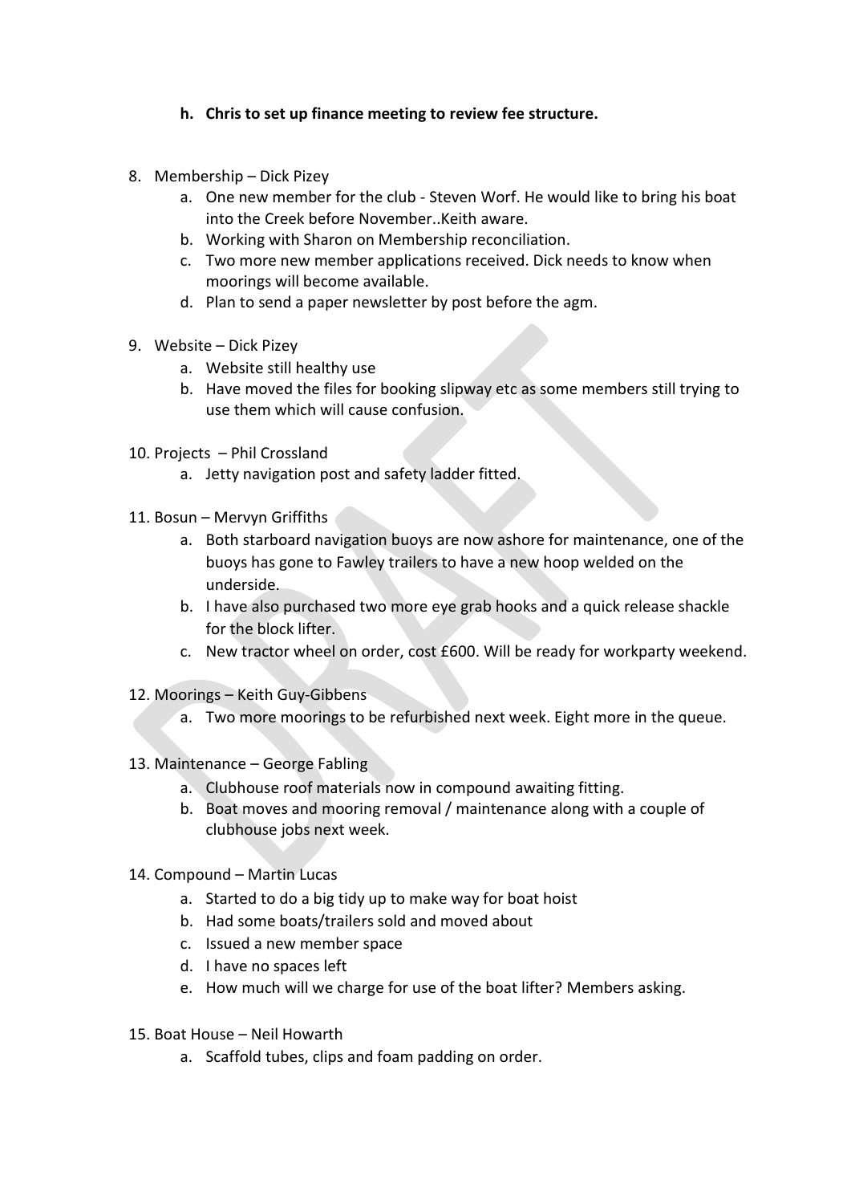**h. Chris to set up finance meeting to review fee structure.**

8. Membership – Dick Pizey
    a. One new member for the club - Steven Worf. He would like to bring his boat into the Creek before November..Keith aware.
    b. Working with Sharon on Membership reconciliation.
    c. Two more new member applications received. Dick needs to know when moorings will become available.
    d. Plan to send a paper newsletter by post before the agm.

9. Website – Dick Pizey
    a. Website still healthy use
    b. Have moved the files for booking slipway etc as some members still trying to use them which will cause confusion.

10. Projects – Phil Crossland
    a. Jetty navigation post and safety ladder fitted.

11. Bosun – Mervyn Griffiths
    a. Both starboard navigation buoys are now ashore for maintenance, one of the buoys has gone to Fawley trailers to have a new hoop welded on the underside.
    b. I have also purchased two more eye grab hooks and a quick release shackle for the block lifter.
    c. New tractor wheel on order, cost £600. Will be ready for workparty weekend.

12. Moorings – Keith Guy-Gibbens
    a. Two more moorings to be refurbished next week. Eight more in the queue.

13. Maintenance – George Fabling
    a. Clubhouse roof materials now in compound awaiting fitting.
    b. Boat moves and mooring removal / maintenance along with a couple of clubhouse jobs next week.

14. Compound – Martin Lucas
    a. Started to do a big tidy up to make way for boat hoist
    b. Had some boats/trailers sold and moved about
    c. Issued a new member space
    d. I have no spaces left
    e. How much will we charge for use of the boat lifter? Members asking.

15. Boat House – Neil Howarth
    a. Scaffold tubes, clips and foam padding on order.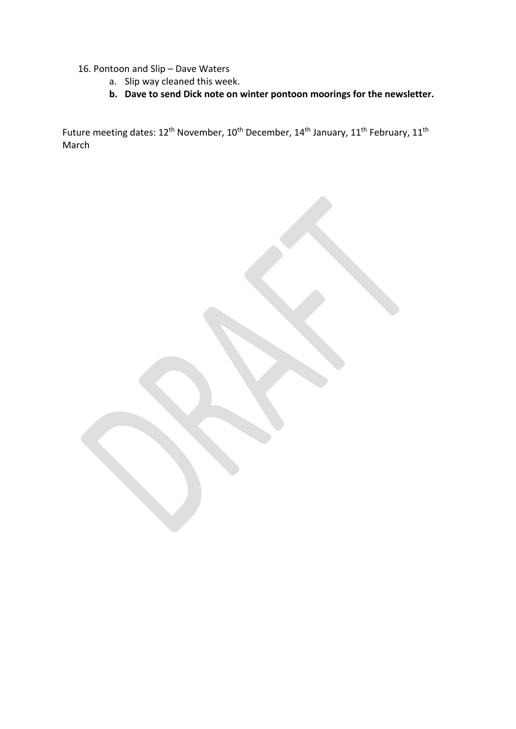16. Pontoon and Slip – Dave Waters
    a. Slip way cleaned this week.
    b. **Dave to send Dick note on winter pontoon moorings for the newsletter.**

Future meeting dates: 12th November, 10th December, 14th January, 11th February, 11th March